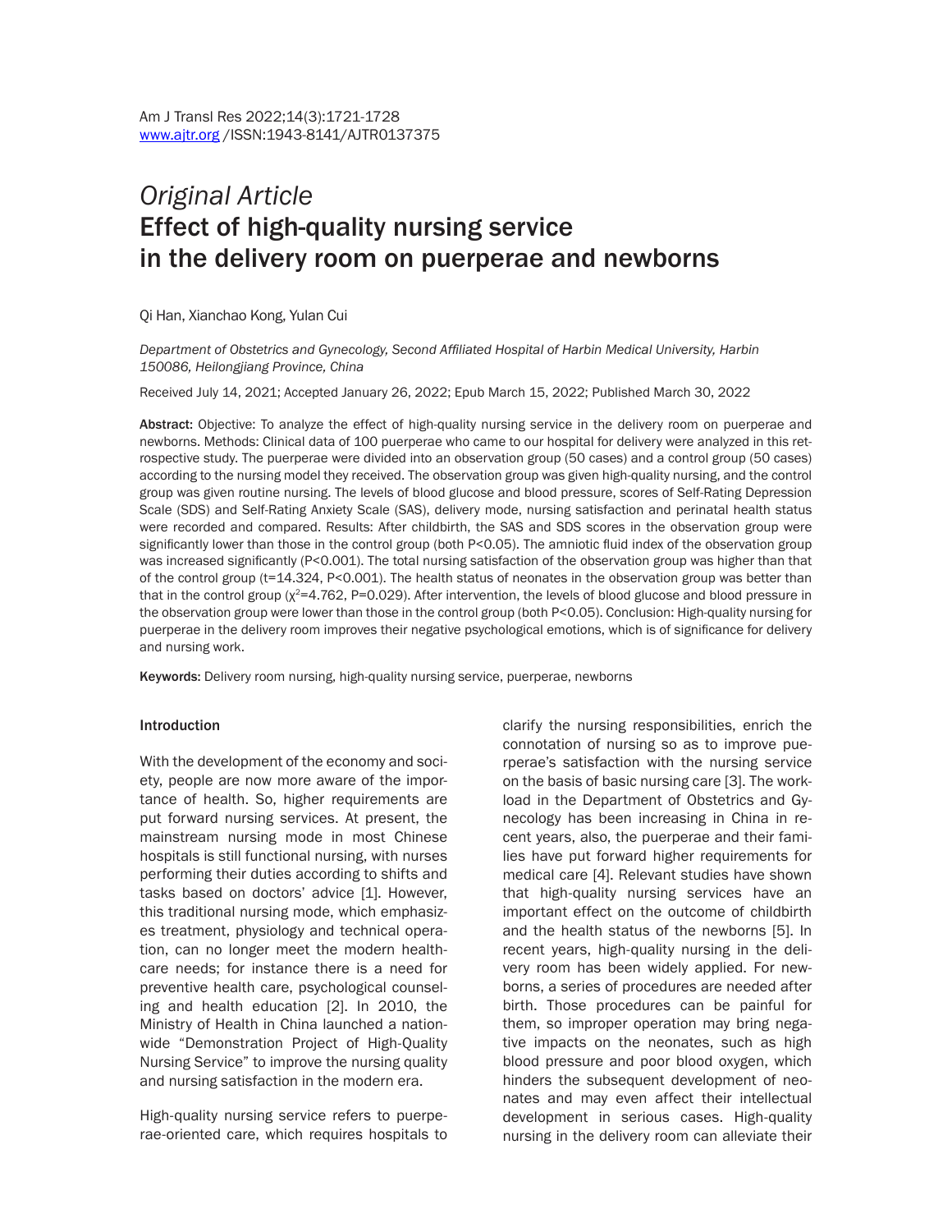*Original Article*

# Effect of high-quality nursing service in the delivery room on puerperae and newborns

Qi Han, Xianchao Kong, Yulan Cui

*Department of Obstetrics and Gynecology, Second Affiliated Hospital of Harbin Medical University, Harbin 150086, Heilongjiang Province, China*

Received July 14, 2021; Accepted January 26, 2022; Epub March 15, 2022; Published March 30, 2022

**Abstract:** Objective: To analyze the effect of high-quality nursing service in the delivery room on puerperae and newborns. Methods: Clinical data of 100 puerperae who came to our hospital for delivery were analyzed in this retrospective study. The puerperae were divided into an observation group (50 cases) and a control group (50 cases) according to the nursing model they received. The observation group was given high-quality nursing, and the control group was given routine nursing. The levels of blood glucose and blood pressure, scores of Self-Rating Depression Scale (SDS) and Self-Rating Anxiety Scale (SAS), delivery mode, nursing satisfaction and perinatal health status were recorded and compared. Results: After childbirth, the SAS and SDS scores in the observation group were significantly lower than those in the control group (both $P<0.05$). The amniotic fluid index of the observation group was increased significantly ($P<0.001$). The total nursing satisfaction of the observation group was higher than that of the control group ($t=14.324$, $P<0.001$). The health status of neonates in the observation group was better than that in the control group ($\chi^2=4.762$, $P=0.029$). After intervention, the levels of blood glucose and blood pressure in the observation group were lower than those in the control group (both $P<0.05$). Conclusion: High-quality nursing for puerperae in the delivery room improves their negative psychological emotions, which is of significance for delivery and nursing work.

**Keywords:** Delivery room nursing, high-quality nursing service, puerperae, newborns

## Introduction

With the development of the economy and society, people are now more aware of the importance of health. So, higher requirements are put forward nursing services. At present, the mainstream nursing mode in most Chinese hospitals is still functional nursing, with nurses performing their duties according to shifts and tasks based on doctors' advice [1]. However, this traditional nursing mode, which emphasizes treatment, physiology and technical operation, can no longer meet the modern healthcare needs; for instance there is a need for preventive health care, psychological counseling and health education [2]. In 2010, the Ministry of Health in China launched a nationwide "Demonstration Project of High-Quality Nursing Service" to improve the nursing quality and nursing satisfaction in the modern era.

High-quality nursing service refers to puerperae-oriented care, which requires hospitals to clarify the nursing responsibilities, enrich the connotation of nursing so as to improve puerperae's satisfaction with the nursing service on the basis of basic nursing care [3]. The workload in the Department of Obstetrics and Gynecology has been increasing in China in recent years, also, the puerperae and their families have put forward higher requirements for medical care [4]. Relevant studies have shown that high-quality nursing services have an important effect on the outcome of childbirth and the health status of the newborns [5]. In recent years, high-quality nursing in the delivery room has been widely applied. For newborns, a series of procedures are needed after birth. Those procedures can be painful for them, so improper operation may bring negative impacts on the neonates, such as high blood pressure and poor blood oxygen, which hinders the subsequent development of neonates and may even affect their intellectual development in serious cases. High-quality nursing in the delivery room can alleviate their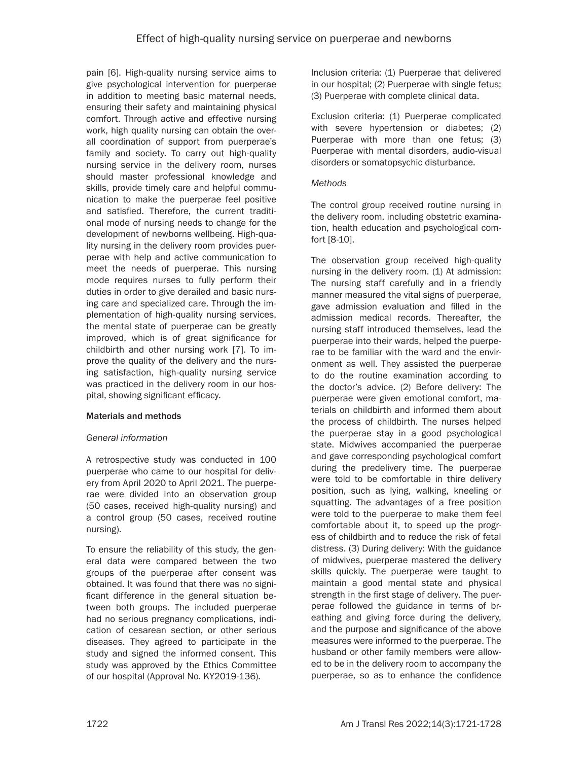pain [6]. High-quality nursing service aims to give psychological intervention for puerperae in addition to meeting basic maternal needs, ensuring their safety and maintaining physical comfort. Through active and effective nursing work, high quality nursing can obtain the overall coordination of support from puerperae's family and society. To carry out high-quality nursing service in the delivery room, nurses should master professional knowledge and skills, provide timely care and helpful communication to make the puerperae feel positive and satisfied. Therefore, the current traditional mode of nursing needs to change for the development of newborns wellbeing. High-quality nursing in the delivery room provides puerperae with help and active communication to meet the needs of puerperae. This nursing mode requires nurses to fully perform their duties in order to give derailed and basic nursing care and specialized care. Through the implementation of high-quality nursing services, the mental state of puerperae can be greatly improved, which is of great significance for childbirth and other nursing work [7]. To improve the quality of the delivery and the nursing satisfaction, high-quality nursing service was practiced in the delivery room in our hospital, showing significant efficacy.

## Materials and methods

### *General information*

A retrospective study was conducted in 100 puerperae who came to our hospital for delivery from April 2020 to April 2021. The puerperae were divided into an observation group (50 cases, received high-quality nursing) and a control group (50 cases, received routine nursing).

To ensure the reliability of this study, the general data were compared between the two groups of the puerperae after consent was obtained. It was found that there was no significant difference in the general situation between both groups. The included puerperae had no serious pregnancy complications, indication of cesarean section, or other serious diseases. They agreed to participate in the study and signed the informed consent. This study was approved by the Ethics Committee of our hospital (Approval No. KY2019-136).

Inclusion criteria: (1) Puerperae that delivered in our hospital; (2) Puerperae with single fetus; (3) Puerperae with complete clinical data.

Exclusion criteria: (1) Puerperae complicated with severe hypertension or diabetes; (2) Puerperae with more than one fetus; (3) Puerperae with mental disorders, audio-visual disorders or somatopsychic disturbance.

### *Methods*

The control group received routine nursing in the delivery room, including obstetric examination, health education and psychological comfort [8-10].

The observation group received high-quality nursing in the delivery room. (1) At admission: The nursing staff carefully and in a friendly manner measured the vital signs of puerperae, gave admission evaluation and filled in the admission medical records. Thereafter, the nursing staff introduced themselves, lead the puerperae into their wards, helped the puerperae to be familiar with the ward and the environment as well. They assisted the puerperae to do the routine examination according to the doctor's advice. (2) Before delivery: The puerperae were given emotional comfort, materials on childbirth and informed them about the process of childbirth. The nurses helped the puerperae stay in a good psychological state. Midwives accompanied the puerperae and gave corresponding psychological comfort during the predelivery time. The puerperae were told to be comfortable in thire delivery position, such as lying, walking, kneeling or squatting. The advantages of a free position were told to the puerperae to make them feel comfortable about it, to speed up the progress of childbirth and to reduce the risk of fetal distress. (3) During delivery: With the guidance of midwives, puerperae mastered the delivery skills quickly. The puerperae were taught to maintain a good mental state and physical strength in the first stage of delivery. The puerperae followed the guidance in terms of breathing and giving force during the delivery, and the purpose and significance of the above measures were informed to the puerperae. The husband or other family members were allowed to be in the delivery room to accompany the puerperae, so as to enhance the confidence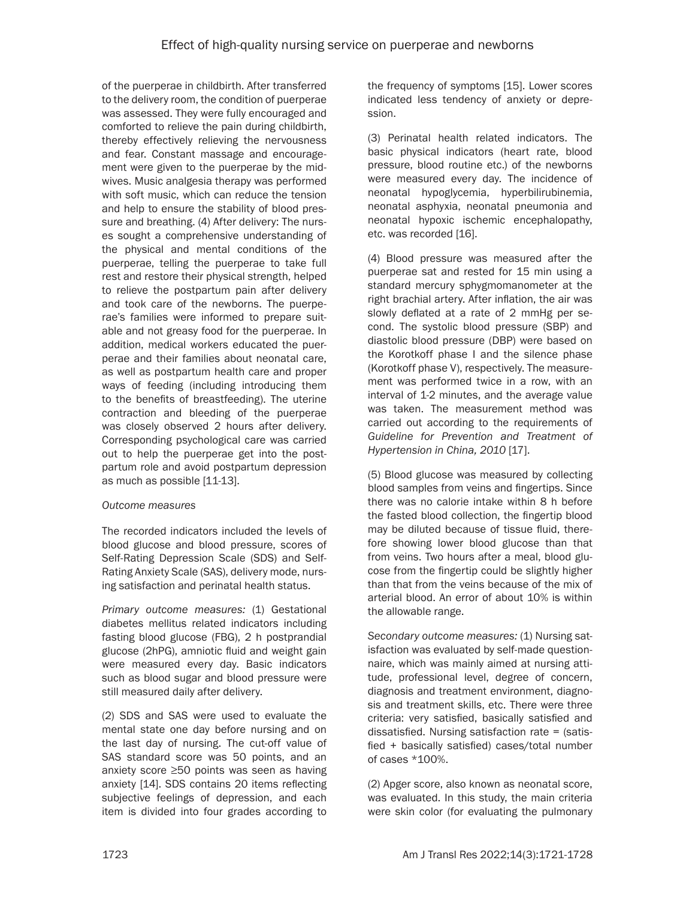of the puerperae in childbirth. After transferred to the delivery room, the condition of puerperae was assessed. They were fully encouraged and comforted to relieve the pain during childbirth, thereby effectively relieving the nervousness and fear. Constant massage and encouragement were given to the puerperae by the midwives. Music analgesia therapy was performed with soft music, which can reduce the tension and help to ensure the stability of blood pressure and breathing. (4) After delivery: The nurses sought a comprehensive understanding of the physical and mental conditions of the puerperae, telling the puerperae to take full rest and restore their physical strength, helped to relieve the postpartum pain after delivery and took care of the newborns. The puerperae's families were informed to prepare suitable and not greasy food for the puerperae. In addition, medical workers educated the puerperae and their families about neonatal care, as well as postpartum health care and proper ways of feeding (including introducing them to the benefits of breastfeeding). The uterine contraction and bleeding of the puerperae was closely observed 2 hours after delivery. Corresponding psychological care was carried out to help the puerperae get into the postpartum role and avoid postpartum depression as much as possible [11-13].

*Outcome measures*

The recorded indicators included the levels of blood glucose and blood pressure, scores of Self-Rating Depression Scale (SDS) and Self-Rating Anxiety Scale (SAS), delivery mode, nursing satisfaction and perinatal health status.

*Primary outcome measures:* (1) Gestational diabetes mellitus related indicators including fasting blood glucose (FBG), 2 h postprandial glucose (2hPG), amniotic fluid and weight gain were measured every day. Basic indicators such as blood sugar and blood pressure were still measured daily after delivery.

(2) SDS and SAS were used to evaluate the mental state one day before nursing and on the last day of nursing. The cut-off value of SAS standard score was 50 points, and an anxiety score ≥50 points was seen as having anxiety [14]. SDS contains 20 items reflecting subjective feelings of depression, and each item is divided into four grades according to the frequency of symptoms [15]. Lower scores indicated less tendency of anxiety or depression.

(3) Perinatal health related indicators. The basic physical indicators (heart rate, blood pressure, blood routine etc.) of the newborns were measured every day. The incidence of neonatal hypoglycemia, hyperbilirubinemia, neonatal asphyxia, neonatal pneumonia and neonatal hypoxic ischemic encephalopathy, etc. was recorded [16].

(4) Blood pressure was measured after the puerperae sat and rested for 15 min using a standard mercury sphygmomanometer at the right brachial artery. After inflation, the air was slowly deflated at a rate of 2 mmHg per second. The systolic blood pressure (SBP) and diastolic blood pressure (DBP) were based on the Korotkoff phase I and the silence phase (Korotkoff phase V), respectively. The measurement was performed twice in a row, with an interval of 1-2 minutes, and the average value was taken. The measurement method was carried out according to the requirements of *Guideline for Prevention and Treatment of Hypertension in China, 2010* [17].

(5) Blood glucose was measured by collecting blood samples from veins and fingertips. Since there was no calorie intake within 8 h before the fasted blood collection, the fingertip blood may be diluted because of tissue fluid, therefore showing lower blood glucose than that from veins. Two hours after a meal, blood glucose from the fingertip could be slightly higher than that from the veins because of the mix of arterial blood. An error of about 10% is within the allowable range.

*Secondary outcome measures:* (1) Nursing satisfaction was evaluated by self-made questionnaire, which was mainly aimed at nursing attitude, professional level, degree of concern, diagnosis and treatment environment, diagnosis and treatment skills, etc. There were three criteria: very satisfied, basically satisfied and dissatisfied. Nursing satisfaction rate = (satisfied + basically satisfied) cases/total number of cases *100%.

(2) Apger score, also known as neonatal score, was evaluated. In this study, the main criteria were skin color (for evaluating the pulmonary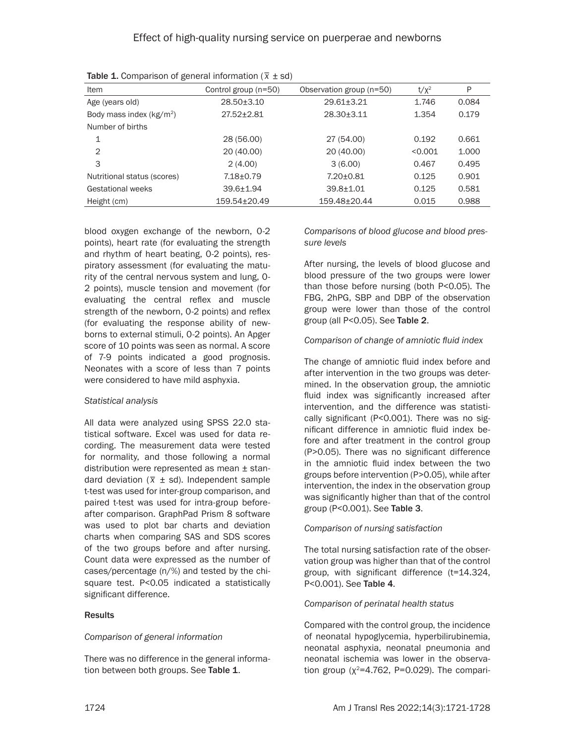**Table 1.** Comparison of general information ($\bar{x} \pm sd$)

| Item | Control group (n=50) | Observation group (n=50) | $t/\chi^2$ | P |
|---|---|---|---|---|
| Age (years old) | 28.50±3.10 | 29.61±3.21 | 1.746 | 0.084 |
| Body mass index (kg/m$^2$) | 27.52±2.81 | 28.30±3.11 | 1.354 | 0.179 |
| Number of births | | | | |
| 1 | 28 (56.00) | 27 (54.00) | 0.192 | 0.661 |
| 2 | 20 (40.00) | 20 (40.00) | <0.001 | 1.000 |
| 3 | 2 (4.00) | 3 (6.00) | 0.467 | 0.495 |
| Nutritional status (scores) | 7.18±0.79 | 7.20±0.81 | 0.125 | 0.901 |
| Gestational weeks | 39.6±1.94 | 39.8±1.01 | 0.125 | 0.581 |
| Height (cm) | 159.54±20.49 | 159.48±20.44 | 0.015 | 0.988 |

blood oxygen exchange of the newborn, 0-2 points), heart rate (for evaluating the strength and rhythm of heart beating, 0-2 points), respiratory assessment (for evaluating the maturity of the central nervous system and lung, 0-2 points), muscle tension and movement (for evaluating the central reflex and muscle strength of the newborn, 0-2 points) and reflex (for evaluating the response ability of newborns to external stimuli, 0-2 points). An Apger score of 10 points was seen as normal. A score of 7-9 points indicated a good prognosis. Neonates with a score of less than 7 points were considered to have mild asphyxia.

*Statistical analysis*

All data were analyzed using SPSS 22.0 statistical software. Excel was used for data recording. The measurement data were tested for normality, and those following a normal distribution were represented as mean ± standard deviation ($\bar{x} \pm sd$). Independent sample t-test was used for inter-group comparison, and paired t-test was used for intra-group before-after comparison. GraphPad Prism 8 software was used to plot bar charts and deviation charts when comparing SAS and SDS scores of the two groups before and after nursing. Count data were expressed as the number of cases/percentage (n/%) and tested by the chi-square test. $P<0.05$ indicated a statistically significant difference.

## Results

*Comparison of general information*

There was no difference in the general information between both groups. See **Table 1**.

*Comparisons of blood glucose and blood pressure levels*

After nursing, the levels of blood glucose and blood pressure of the two groups were lower than those before nursing (both $P<0.05$). The FBG, 2hPG, SBP and DBP of the observation group were lower than those of the control group (all $P<0.05$). See **Table 2**.

*Comparison of change of amniotic fluid index*

The change of amniotic fluid index before and after intervention in the two groups was determined. In the observation group, the amniotic fluid index was significantly increased after intervention, and the difference was statistically significant ($P<0.001$). There was no significant difference in amniotic fluid index before and after treatment in the control group ($P>0.05$). There was no significant difference in the amniotic fluid index between the two groups before intervention ($P>0.05$), while after intervention, the index in the observation group was significantly higher than that of the control group ($P<0.001$). See **Table 3**.

*Comparison of nursing satisfaction*

The total nursing satisfaction rate of the observation group was higher than that of the control group, with significant difference ($t=14.324$, $P<0.001$). See **Table 4**.

*Comparison of perinatal health status*

Compared with the control group, the incidence of neonatal hypoglycemia, hyperbilirubinemia, neonatal asphyxia, neonatal pneumonia and neonatal ischemia was lower in the observation group ($\chi^2=4.762$, $P=0.029$). The compari-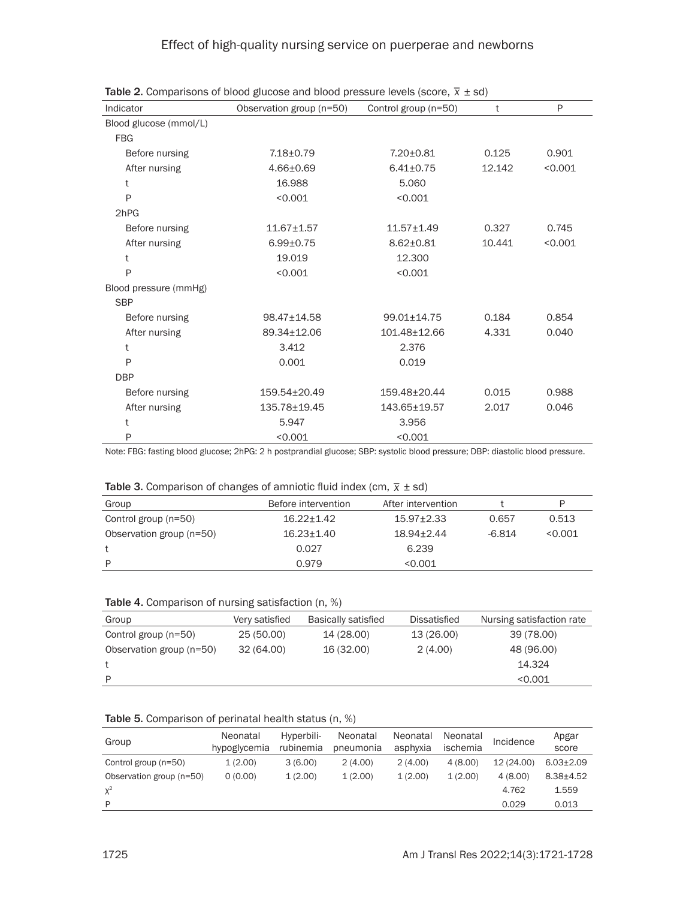**Table 2.** Comparisons of blood glucose and blood pressure levels (score, $\bar{x} \pm sd$)

| Indicator | Observation group (n=50) | Control group (n=50) | t | P |
|---|---|---|---|---|
| Blood glucose (mmol/L) | | | | |
| FBG | | | | |
| Before nursing | 7.18±0.79 | 7.20±0.81 | 0.125 | 0.901 |
| After nursing | 4.66±0.69 | 6.41±0.75 | 12.142 | <0.001 |
| t | 16.988 | 5.060 | | |
| P | <0.001 | <0.001 | | |
| 2hPG | | | | |
| Before nursing | 11.67±1.57 | 11.57±1.49 | 0.327 | 0.745 |
| After nursing | 6.99±0.75 | 8.62±0.81 | 10.441 | <0.001 |
| t | 19.019 | 12.300 | | |
| P | <0.001 | <0.001 | | |
| Blood pressure (mmHg) | | | | |
| SBP | | | | |
| Before nursing | 98.47±14.58 | 99.01±14.75 | 0.184 | 0.854 |
| After nursing | 89.34±12.06 | 101.48±12.66 | 4.331 | 0.040 |
| t | 3.412 | 2.376 | | |
| P | 0.001 | 0.019 | | |
| DBP | | | | |
| Before nursing | 159.54±20.49 | 159.48±20.44 | 0.015 | 0.988 |
| After nursing | 135.78±19.45 | 143.65±19.57 | 2.017 | 0.046 |
| t | 5.947 | 3.956 | | |
| P | <0.001 | <0.001 | | |

Note: FBG: fasting blood glucose; 2hPG: 2 h postprandial glucose; SBP: systolic blood pressure; DBP: diastolic blood pressure.

**Table 3.** Comparison of changes of amniotic fluid index (cm, $\bar{x} \pm sd$)

| Group | Before intervention | After intervention | t | P |
|---|---|---|---|---|
| Control group (n=50) | 16.22±1.42 | 15.97±2.33 | 0.657 | 0.513 |
| Observation group (n=50) | 16.23±1.40 | 18.94±2.44 | -6.814 | <0.001 |
| t | 0.027 | 6.239 | | |
| P | 0.979 | <0.001 | | |

**Table 4.** Comparison of nursing satisfaction (n, %)

| Group | Very satisfied | Basically satisfied | Dissatisfied | Nursing satisfaction rate |
|---|---|---|---|---|
| Control group (n=50) | 25 (50.00) | 14 (28.00) | 13 (26.00) | 39 (78.00) |
| Observation group (n=50) | 32 (64.00) | 16 (32.00) | 2 (4.00) | 48 (96.00) |
| t | | | | 14.324 |
| P | | | | <0.001 |

**Table 5.** Comparison of perinatal health status (n, %)

| Group | Neonatal hypoglycemia | Hyperbilirubinemia | Neonatal pneumonia | Neonatal asphyxia | Neonatal ischemia | Incidence | Apgar score |
|---|---|---|---|---|---|---|---|
| Control group (n=50) | 1 (2.00) | 3 (6.00) | 2 (4.00) | 2 (4.00) | 4 (8.00) | 12 (24.00) | 6.03±2.09 |
| Observation group (n=50) | 0 (0.00) | 1 (2.00) | 1 (2.00) | 1 (2.00) | 1 (2.00) | 4 (8.00) | 8.38±4.52 |
| $\chi^2$ | | | | | | 4.762 | 1.559 |
| P | | | | | | 0.029 | 0.013 |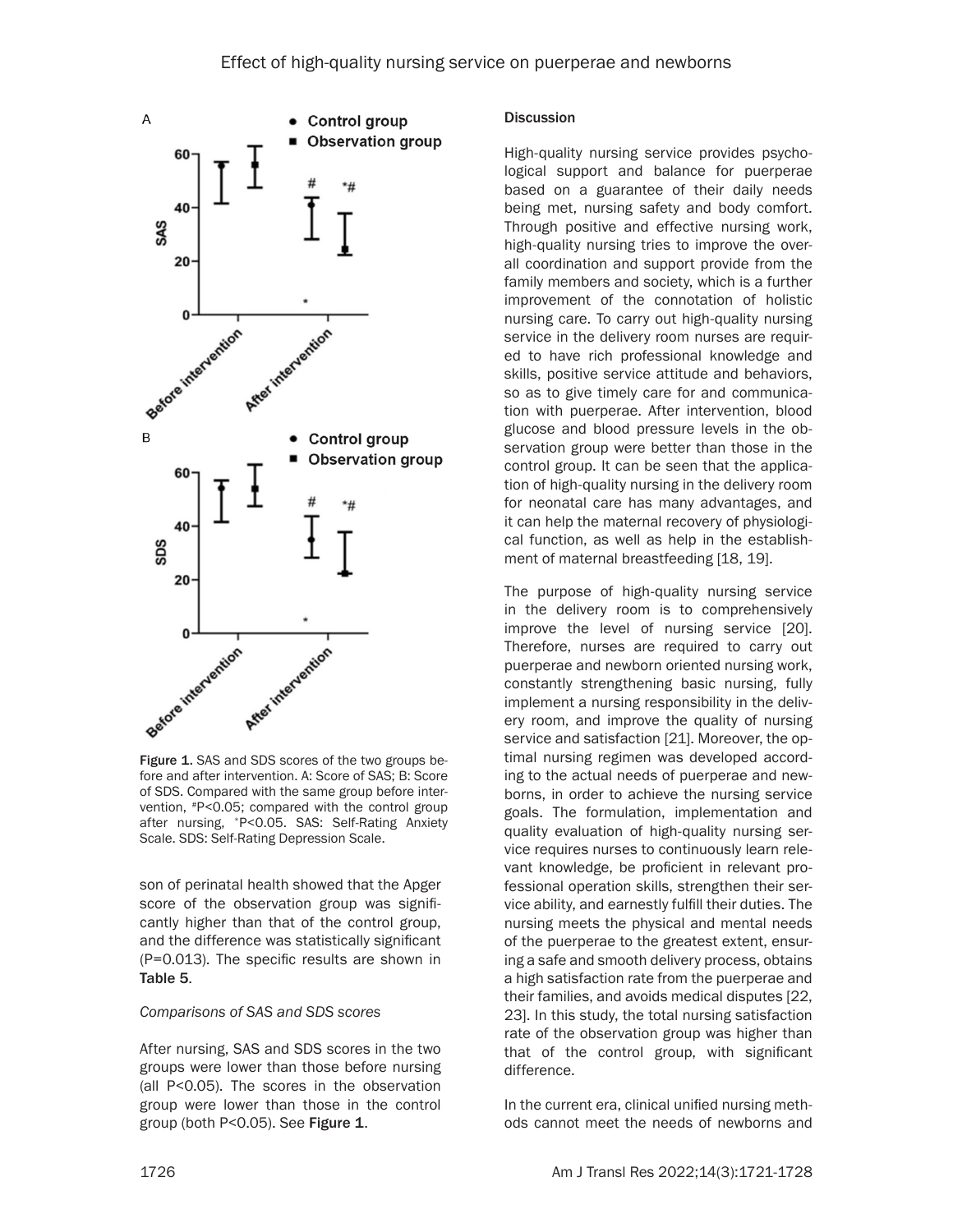Figure 1. SAS and SDS scores of the two groups before and after intervention. A: Score of SAS; B: Score of SDS. Compared with the same group before intervention, #P<0.05; compared with the control group after nursing, *P<0.05. SAS: Self-Rating Anxiety Scale. SDS: Self-Rating Depression Scale.

son of perinatal health showed that the Apger score of the observation group was significantly higher than that of the control group, and the difference was statistically significant (P=0.013). The specific results are shown in Table 5.

*Comparisons of SAS and SDS scores*

After nursing, SAS and SDS scores in the two groups were lower than those before nursing (all P<0.05). The scores in the observation group were lower than those in the control group (both P<0.05). See Figure 1.

## Discussion

High-quality nursing service provides psychological support and balance for puerperae based on a guarantee of their daily needs being met, nursing safety and body comfort. Through positive and effective nursing work, high-quality nursing tries to improve the overall coordination and support provide from the family members and society, which is a further improvement of the connotation of holistic nursing care. To carry out high-quality nursing service in the delivery room nurses are required to have rich professional knowledge and skills, positive service attitude and behaviors, so as to give timely care for and communication with puerperae. After intervention, blood glucose and blood pressure levels in the observation group were better than those in the control group. It can be seen that the application of high-quality nursing in the delivery room for neonatal care has many advantages, and it can help the maternal recovery of physiological function, as well as help in the establishment of maternal breastfeeding [18, 19].

The purpose of high-quality nursing service in the delivery room is to comprehensively improve the level of nursing service [20]. Therefore, nurses are required to carry out puerperae and newborn oriented nursing work, constantly strengthening basic nursing, fully implement a nursing responsibility in the delivery room, and improve the quality of nursing service and satisfaction [21]. Moreover, the optimal nursing regimen was developed according to the actual needs of puerperae and newborns, in order to achieve the nursing service goals. The formulation, implementation and quality evaluation of high-quality nursing service requires nurses to continuously learn relevant knowledge, be proficient in relevant professional operation skills, strengthen their service ability, and earnestly fulfill their duties. The nursing meets the physical and mental needs of the puerperae to the greatest extent, ensuring a safe and smooth delivery process, obtains a high satisfaction rate from the puerperae and their families, and avoids medical disputes [22, 23]. In this study, the total nursing satisfaction rate of the observation group was higher than that of the control group, with significant difference.

In the current era, clinical unified nursing methods cannot meet the needs of newborns and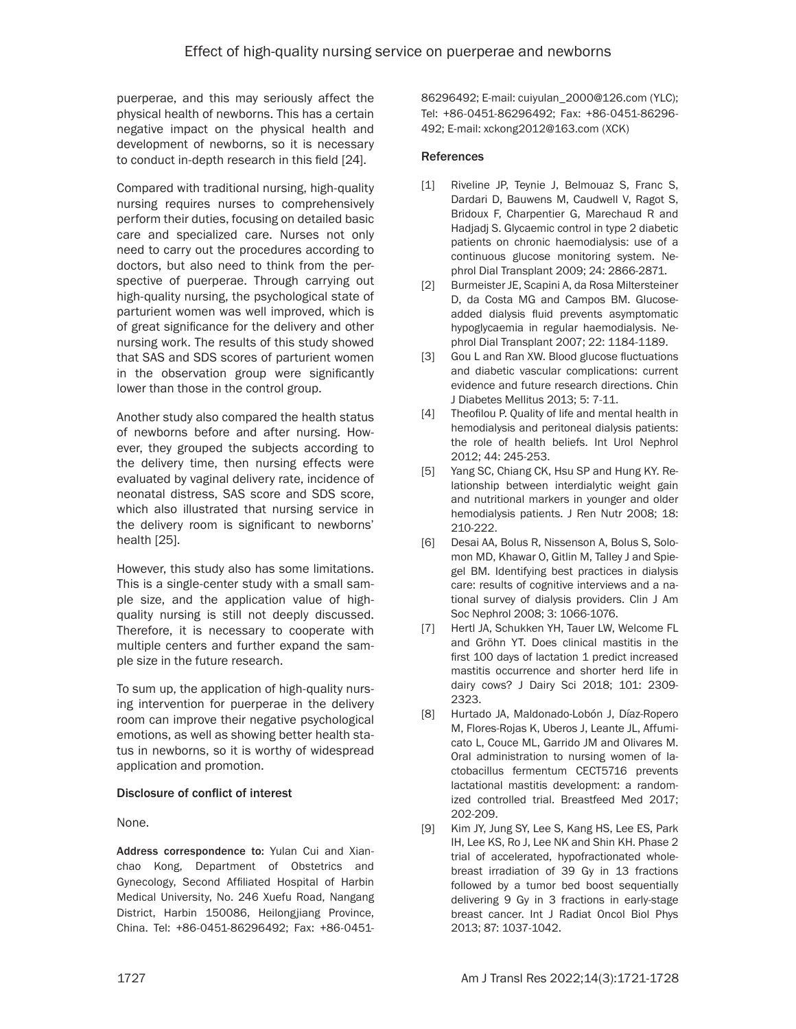puerperae, and this may seriously affect the physical health of newborns. This has a certain negative impact on the physical health and development of newborns, so it is necessary to conduct in-depth research in this field [24].

Compared with traditional nursing, high-quality nursing requires nurses to comprehensively perform their duties, focusing on detailed basic care and specialized care. Nurses not only need to carry out the procedures according to doctors, but also need to think from the perspective of puerperae. Through carrying out high-quality nursing, the psychological state of parturient women was well improved, which is of great significance for the delivery and other nursing work. The results of this study showed that SAS and SDS scores of parturient women in the observation group were significantly lower than those in the control group.

Another study also compared the health status of newborns before and after nursing. However, they grouped the subjects according to the delivery time, then nursing effects were evaluated by vaginal delivery rate, incidence of neonatal distress, SAS score and SDS score, which also illustrated that nursing service in the delivery room is significant to newborns' health [25].

However, this study also has some limitations. This is a single-center study with a small sample size, and the application value of high-quality nursing is still not deeply discussed. Therefore, it is necessary to cooperate with multiple centers and further expand the sample size in the future research.

To sum up, the application of high-quality nursing intervention for puerperae in the delivery room can improve their negative psychological emotions, as well as showing better health status in newborns, so it is worthy of widespread application and promotion.

### Disclosure of conflict of interest

None.

**Address correspondence to:** Yulan Cui and Xianchao Kong, Department of Obstetrics and Gynecology, Second Affiliated Hospital of Harbin Medical University, No. 246 Xuefu Road, Nangang District, Harbin 150086, Heilongjiang Province, China. Tel: +86-0451-86296492; Fax: +86-0451-86296492; E-mail: cuiyulan_2000@126.com (YLC); Tel: +86-0451-86296492; Fax: +86-0451-86296-492; E-mail: xckong2012@163.com (XCK)

### References

[1] Riveline JP, Teynie J, Belmouaz S, Franc S, Dardari D, Bauwens M, Caudwell V, Ragot S, Bridoux F, Charpentier G, Marechaud R and Hadjadj S. Glycaemic control in type 2 diabetic patients on chronic haemodialysis: use of a continuous glucose monitoring system. Nephrol Dial Transplant 2009; 24: 2866-2871.

[2] Burmeister JE, Scapini A, da Rosa Miltersteiner D, da Costa MG and Campos BM. Glucose-added dialysis fluid prevents asymptomatic hypoglycaemia in regular haemodialysis. Nephrol Dial Transplant 2007; 22: 1184-1189.

[3] Gou L and Ran XW. Blood glucose fluctuations and diabetic vascular complications: current evidence and future research directions. Chin J Diabetes Mellitus 2013; 5: 7-11.

[4] Theofilou P. Quality of life and mental health in hemodialysis and peritoneal dialysis patients: the role of health beliefs. Int Urol Nephrol 2012; 44: 245-253.

[5] Yang SC, Chiang CK, Hsu SP and Hung KY. Relationship between interdialytic weight gain and nutritional markers in younger and older hemodialysis patients. J Ren Nutr 2008; 18: 210-222.

[6] Desai AA, Bolus R, Nissenson A, Bolus S, Solomon MD, Khawar O, Gitlin M, Talley J and Spiegel BM. Identifying best practices in dialysis care: results of cognitive interviews and a national survey of dialysis providers. Clin J Am Soc Nephrol 2008; 3: 1066-1076.

[7] Hertl JA, Schukken YH, Tauer LW, Welcome FL and Gröhn YT. Does clinical mastitis in the first 100 days of lactation 1 predict increased mastitis occurrence and shorter herd life in dairy cows? J Dairy Sci 2018; 101: 2309-2323.

[8] Hurtado JA, Maldonado-Lobón JA, Díaz-Ropero M, Flores-Rojas K, Uberos J, Leante JL, Affumicato L, Couce ML, Garrido JM and Olivares M. Oral administration to nursing women of lactobacillus fermentum CECT5716 prevents lactational mastitis development: a randomized controlled trial. Breastfeed Med 2017; 202-209.

[9] Kim JY, Jung SY, Lee S, Kang HS, Lee ES, Park IH, Lee KS, Ro J, Lee NK and Shin KH. Phase 2 trial of accelerated, hypofractionated whole-breast irradiation of 39 Gy in 13 fractions followed by a tumor bed boost sequentially delivering 9 Gy in 3 fractions in early-stage breast cancer. Int J Radiat Oncol Biol Phys 2013; 87: 1037-1042.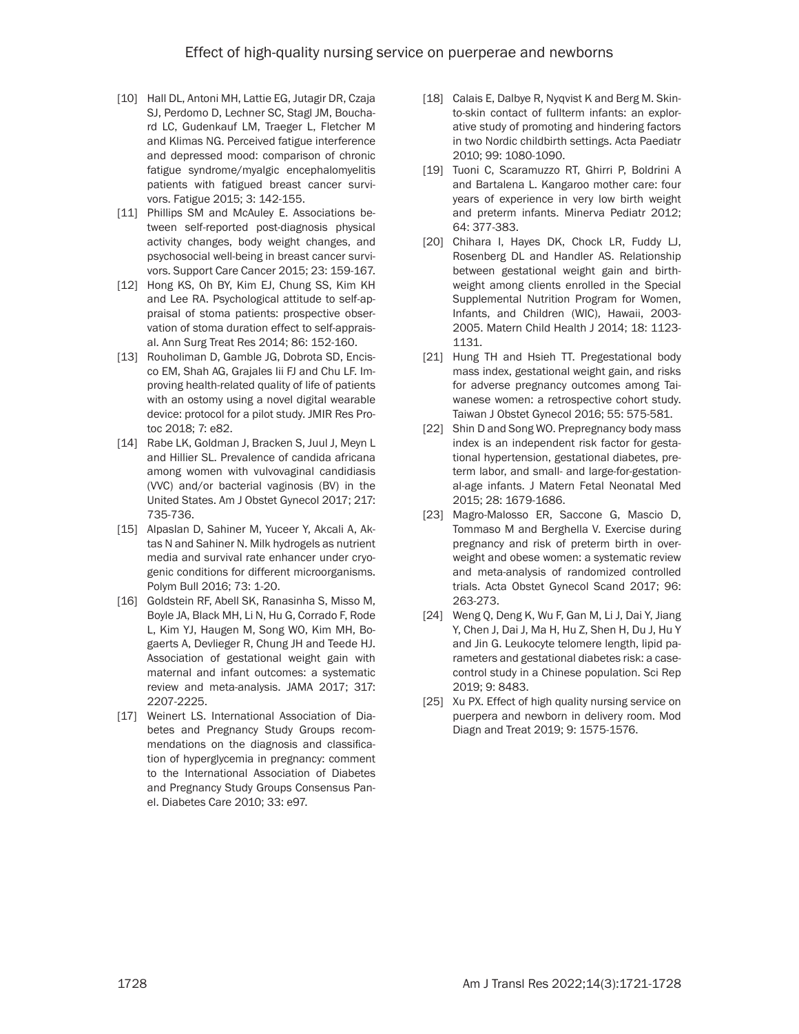[10] Hall DL, Antoni MH, Lattie EG, Jutagir DR, Czaja SJ, Perdomo D, Lechner SC, Stagl JM, Bouchard LC, Gudenkauf LM, Traeger L, Fletcher M and Klimas NG. Perceived fatigue interference and depressed mood: comparison of chronic fatigue syndrome/myalgic encephalomyelitis patients with fatigued breast cancer survivors. Fatigue 2015; 3: 142-155.

[11] Phillips SM and McAuley E. Associations between self-reported post-diagnosis physical activity changes, body weight changes, and psychosocial well-being in breast cancer survivors. Support Care Cancer 2015; 23: 159-167.

[12] Hong KS, Oh BY, Kim EJ, Chung SS, Kim KH and Lee RA. Psychological attitude to self-appraisal of stoma patients: prospective observation of stoma duration effect to self-appraisal. Ann Surg Treat Res 2014; 86: 152-160.

[13] Rouholiman D, Gamble JG, Dobrota SD, Encisco EM, Shah AG, Grajales Iii FJ and Chu LF. Improving health-related quality of life of patients with an ostomy using a novel digital wearable device: protocol for a pilot study. JMIR Res Protoc 2018; 7: e82.

[14] Rabe LK, Goldman J, Bracken S, Juul J, Meyn L and Hillier SL. Prevalence of candida africana among women with vulvovaginal candidiasis (VVC) and/or bacterial vaginosis (BV) in the United States. Am J Obstet Gynecol 2017; 217: 735-736.

[15] Alpaslan D, Sahiner M, Yuceer Y, Akcali A, Aktas N and Sahiner N. Milk hydrogels as nutrient media and survival rate enhancer under cryogenic conditions for different microorganisms. Polym Bull 2016; 73: 1-20.

[16] Goldstein RF, Abell SK, Ranasinha S, Misso M, Boyle JA, Black MH, Li N, Hu G, Corrado F, Rode L, Kim YJ, Haugen M, Song WO, Kim MH, Bogaerts A, Devlieger R, Chung JH and Teede HJ. Association of gestational weight gain with maternal and infant outcomes: a systematic review and meta-analysis. JAMA 2017; 317: 2207-2225.

[17] Weinert LS. International Association of Diabetes and Pregnancy Study Groups recommendations on the diagnosis and classification of hyperglycemia in pregnancy: comment to the International Association of Diabetes and Pregnancy Study Groups Consensus Panel. Diabetes Care 2010; 33: e97.

[18] Calais E, Dalbye R, Nyqvist K and Berg M. Skin-to-skin contact of fullterm infants: an explorative study of promoting and hindering factors in two Nordic childbirth settings. Acta Paediatr 2010; 99: 1080-1090.

[19] Tuoni C, Scaramuzzo RT, Ghirri P, Boldrini A and Bartalena L. Kangaroo mother care: four years of experience in very low birth weight and preterm infants. Minerva Pediatr 2012; 64: 377-383.

[20] Chihara I, Hayes DK, Chock LR, Fuddy LJ, Rosenberg DL and Handler AS. Relationship between gestational weight gain and birthweight among clients enrolled in the Special Supplemental Nutrition Program for Women, Infants, and Children (WIC), Hawaii, 2003-2005. Matern Child Health J 2014; 18: 1123-1131.

[21] Hung TH and Hsieh TT. Pregestational body mass index, gestational weight gain, and risks for adverse pregnancy outcomes among Taiwanese women: a retrospective cohort study. Taiwan J Obstet Gynecol 2016; 55: 575-581.

[22] Shin D and Song WO. Prepregnancy body mass index is an independent risk factor for gestational hypertension, gestational diabetes, preterm labor, and small- and large-for-gestational-age infants. J Matern Fetal Neonatal Med 2015; 28: 1679-1686.

[23] Magro-Malosso ER, Saccone G, Mascio D, Tommaso M and Berghella V. Exercise during pregnancy and risk of preterm birth in overweight and obese women: a systematic review and meta-analysis of randomized controlled trials. Acta Obstet Gynecol Scand 2017; 96: 263-273.

[24] Weng Q, Deng K, Wu F, Gan M, Li J, Dai Y, Jiang Y, Chen J, Dai J, Ma H, Hu Z, Shen H, Du J, Hu Y and Jin G. Leukocyte telomere length, lipid parameters and gestational diabetes risk: a case-control study in a Chinese population. Sci Rep 2019; 9: 8483.

[25] Xu PX. Effect of high quality nursing service on puerpera and newborn in delivery room. Mod Diagn and Treat 2019; 9: 1575-1576.